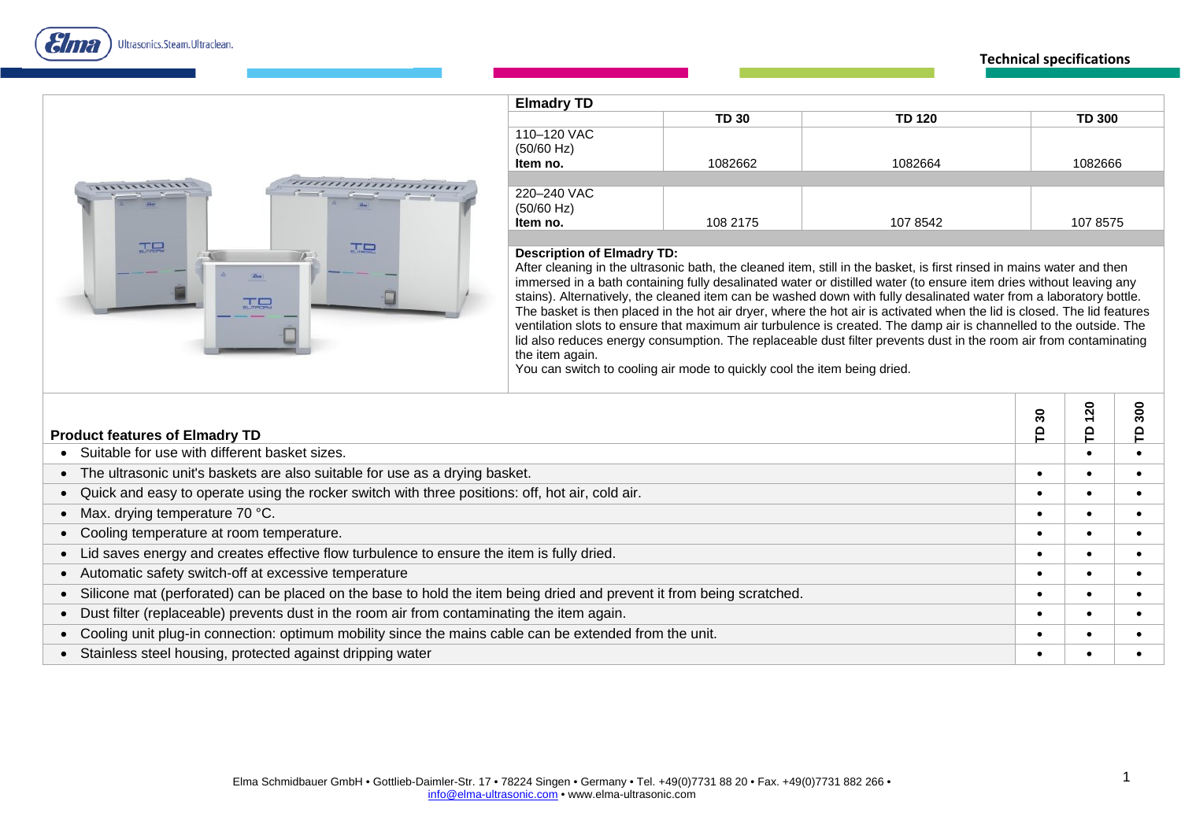Technical specifications

## Elmadry TD

| | TD 30 | TD 120 | TD 300 |
|---|---|---|---|
| 110–120 VAC (50/60 Hz) **Item no.** | 1082662 | 1082664 | 1082666 |
| 220–240 VAC (50/60 Hz) **Item no.** | 108 2175 | 107 8542 | 107 8575 |

**Description of Elmadry TD:**
After cleaning in the ultrasonic bath, the cleaned item, still in the basket, is first rinsed in mains water and then immersed in a bath containing fully desalinated water or distilled water (to ensure item dries without leaving any stains). Alternatively, the cleaned item can be washed down with fully desalinated water from a laboratory bottle. The basket is then placed in the hot air dryer, where the hot air is activated when the lid is closed. The lid features ventilation slots to ensure that maximum air turbulence is created. The damp air is channelled to the outside. The lid also reduces energy consumption. The replaceable dust filter prevents dust in the room air from contaminating the item again.
You can switch to cooling air mode to quickly cool the item being dried.

| Product features of Elmadry TD | TD 30 | TD 120 | TD 300 |
|---|---|---|---|
| • Suitable for use with different basket sizes. | | • | • |
| • The ultrasonic unit's baskets are also suitable for use as a drying basket. | • | • | • |
| • Quick and easy to operate using the rocker switch with three positions: off, hot air, cold air. | • | • | • |
| • Max. drying temperature 70 °C. | • | • | • |
| • Cooling temperature at room temperature. | • | • | • |
| • Lid saves energy and creates effective flow turbulence to ensure the item is fully dried. | • | • | • |
| • Automatic safety switch-off at excessive temperature | • | • | • |
| • Silicone mat (perforated) can be placed on the base to hold the item being dried and prevent it from being scratched. | • | • | • |
| • Dust filter (replaceable) prevents dust in the room air from contaminating the item again. | • | • | • |
| • Cooling unit plug-in connection: optimum mobility since the mains cable can be extended from the unit. | • | • | • |
| • Stainless steel housing, protected against dripping water | • | • | • |

Elma Schmidbauer GmbH • Gottlieb-Daimler-Str. 17 • 78224 Singen • Germany • Tel. +49(0)7731 88 20 • Fax. +49(0)7731 882 266 • info@elma-ultrasonic.com • www.elma-ultrasonic.com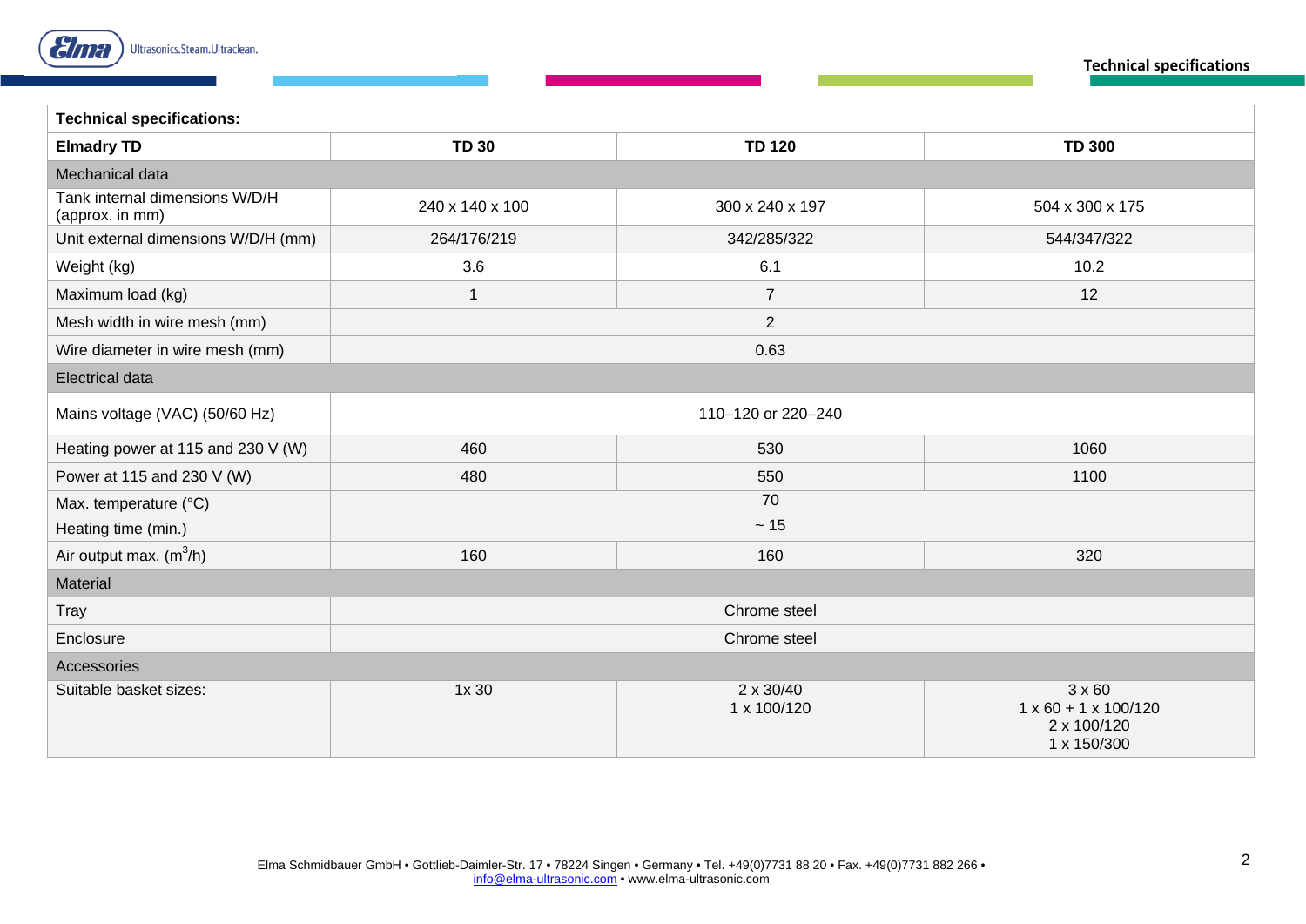| Technical specifications: | | | |
|---|---|---|---|
| **Elmadry TD** | **TD 30** | **TD 120** | **TD 300** |
| Mechanical data | | | |
| Tank internal dimensions W/D/H (approx. in mm) | 240 x 140 x 100 | 300 x 240 x 197 | 504 x 300 x 175 |
| Unit external dimensions W/D/H (mm) | 264/176/219 | 342/285/322 | 544/347/322 |
| Weight (kg) | 3.6 | 6.1 | 10.2 |
| Maximum load (kg) | 1 | 7 | 12 |
| Mesh width in wire mesh (mm) | 2 | | |
| Wire diameter in wire mesh (mm) | 0.63 | | |
| Electrical data | | | |
| Mains voltage (VAC) (50/60 Hz) | 110–120 or 220–240 | | |
| Heating power at 115 and 230 V (W) | 460 | 530 | 1060 |
| Power at 115 and 230 V (W) | 480 | 550 | 1100 |
| Max. temperature (°C) | 70 | | |
| Heating time (min.) | ~ 15 | | |
| Air output max. ($m^3$/h) | 160 | 160 | 320 |
| Material | | | |
| Tray | Chrome steel | | |
| Enclosure | Chrome steel | | |
| Accessories | | | |
| Suitable basket sizes: | 1x 30 | 2 x 30/40<br>1 x 100/120 | 3 x 60<br>1 x 60 + 1 x 100/120<br>2 x 100/120<br>1 x 150/300 |

Elma Schmidbauer GmbH • Gottlieb-Daimler-Str. 17 • 78224 Singen • Germany • Tel. +49(0)7731 88 20 • Fax. +49(0)7731 882 266 • info@elma-ultrasonic.com • www.elma-ultrasonic.com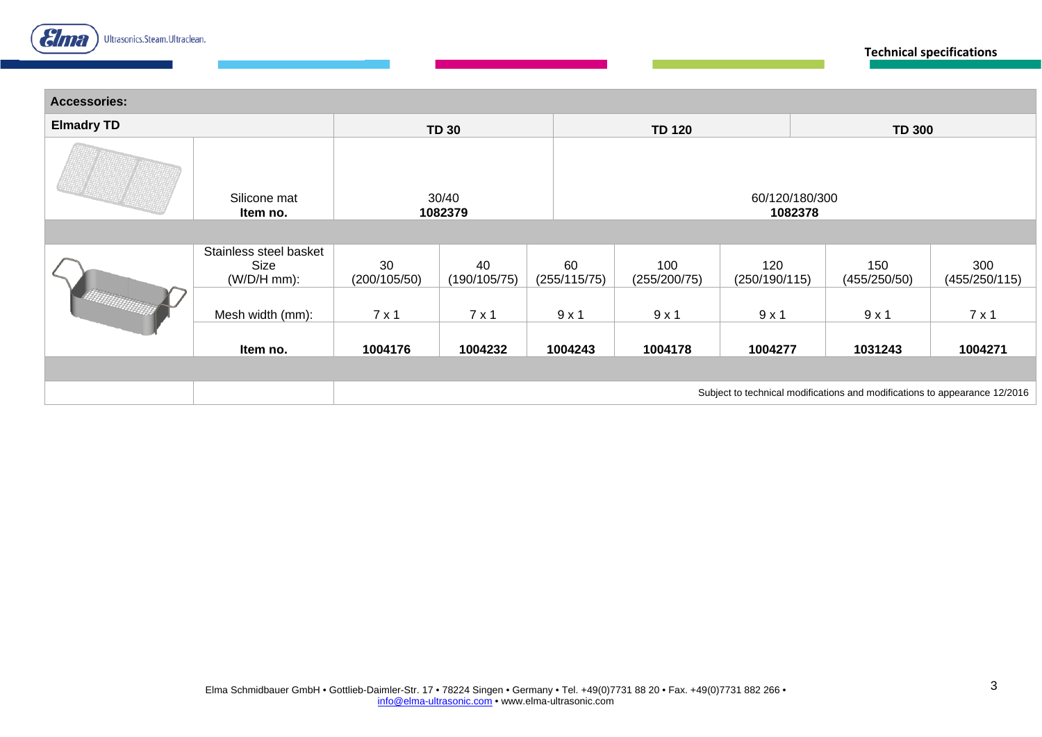Technical specifications

| Accessories: | | | | | | | | |
|---|---|---|---|---|---|---|---|---|
| **Elmadry TD** | | **TD 30** | | **TD 120** | | | **TD 300** | |
| | Silicone mat<br>**Item no.** | 30/40<br>**1082379** | | 60/120/180/300<br>**1082378** | | | | |
| | | | | | | | | |
| | Stainless steel basket Size (W/D/H mm): | 30<br>(200/105/50) | 40<br>(190/105/75) | 60<br>(255/115/75) | 100<br>(255/200/75) | 120<br>(250/190/115) | 150<br>(455/250/50) | 300<br>(455/250/115) |
| | Mesh width (mm): | 7 x 1 | 7 x 1 | 9 x 1 | 9 x 1 | 9 x 1 | 9 x 1 | 7 x 1 |
| | **Item no.** | **1004176** | **1004232** | **1004243** | **1004178** | **1004277** | **1031243** | **1004271** |
| | | | | | | | | |
| | | Subject to technical modifications and modifications to appearance 12/2016 | | | | | | |

Elma Schmidbauer GmbH • Gottlieb-Daimler-Str. 17 • 78224 Singen • Germany • Tel. +49(0)7731 88 20 • Fax. +49(0)7731 882 266 • info@elma-ultrasonic.com • www.elma-ultrasonic.com